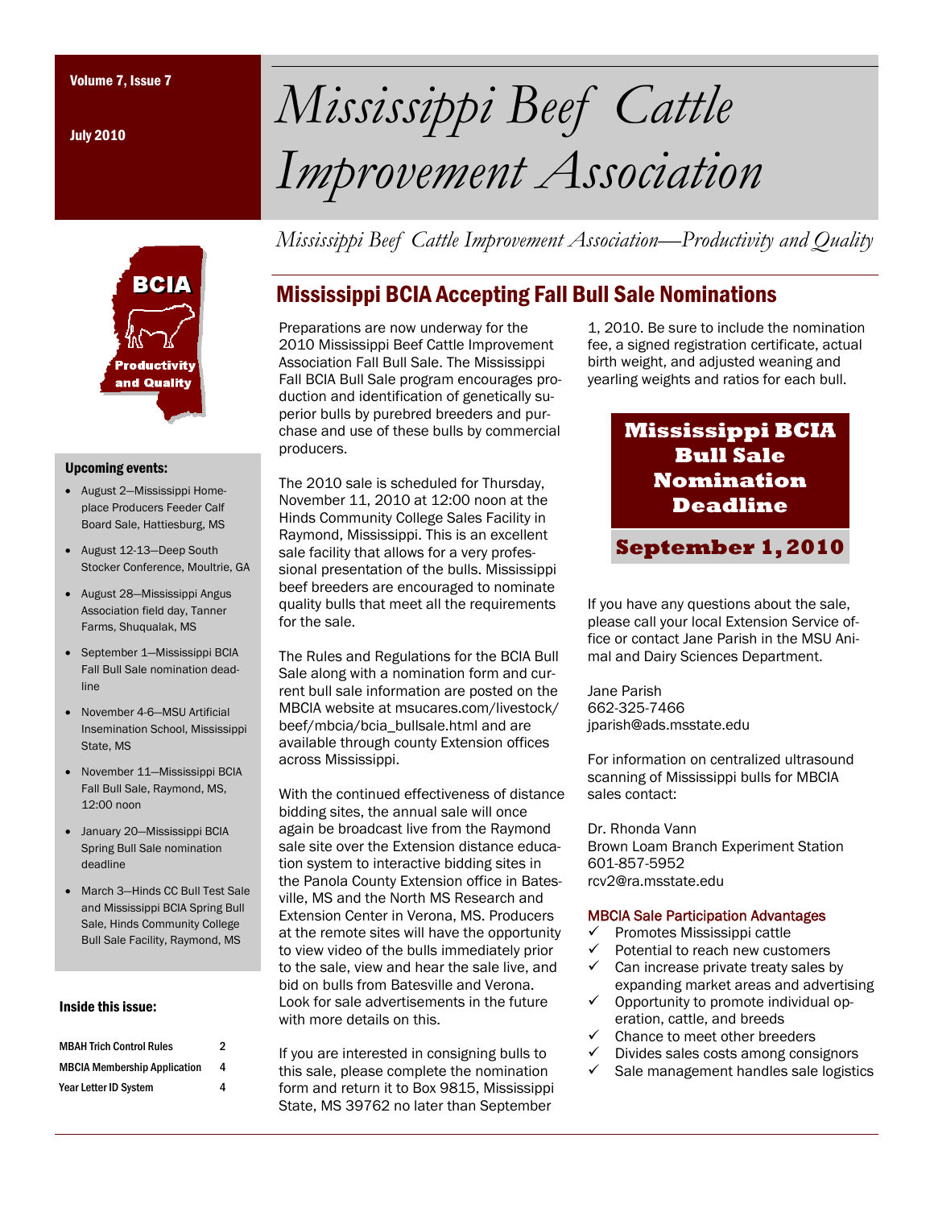Volume 7, Issue 7

July 2010

# Mississippi Beef Cattle Improvement Association

*Mississippi Beef Cattle Improvement Association—Productivity and Quality*

BCIA

Productivity and Quality

**Upcoming events:**

- August 2—Mississippi Homeplace Producers Feeder Calf Board Sale, Hattiesburg, MS
- August 12-13—Deep South Stocker Conference, Moultrie, GA
- August 28—Mississippi Angus Association field day, Tanner Farms, Shuqualak, MS
- September 1—Mississippi BCIA Fall Bull Sale nomination deadline
- November 4-6—MSU Artificial Insemination School, Mississippi State, MS
- November 11—Mississippi BCIA Fall Bull Sale, Raymond, MS, 12:00 noon
- January 20—Mississippi BCIA Spring Bull Sale nomination deadline
- March 3—Hinds CC Bull Test Sale and Mississippi BCIA Spring Bull Sale, Hinds Community College Bull Sale Facility, Raymond, MS

**Inside this issue:**

| | |
|---|---|
| MBAH Trich Control Rules | 2 |
| MBCIA Membership Application | 4 |
| Year Letter ID System | 4 |

## Mississippi BCIA Accepting Fall Bull Sale Nominations

Preparations are now underway for the 2010 Mississippi Beef Cattle Improvement Association Fall Bull Sale. The Mississippi Fall BCIA Bull Sale program encourages production and identification of genetically superior bulls by purebred breeders and purchase and use of these bulls by commercial producers.

The 2010 sale is scheduled for Thursday, November 11, 2010 at 12:00 noon at the Hinds Community College Sales Facility in Raymond, Mississippi. This is an excellent sale facility that allows for a very professional presentation of the bulls. Mississippi beef breeders are encouraged to nominate quality bulls that meet all the requirements for the sale.

The Rules and Regulations for the BCIA Bull Sale along with a nomination form and current bull sale information are posted on the MBCIA website at msucares.com/livestock/beef/mbcia/bcia_bullsale.html and are available through county Extension offices across Mississippi.

With the continued effectiveness of distance bidding sites, the annual sale will once again be broadcast live from the Raymond sale site over the Extension distance education system to interactive bidding sites in the Panola County Extension office in Batesville, MS and the North MS Research and Extension Center in Verona, MS. Producers at the remote sites will have the opportunity to view video of the bulls immediately prior to the sale, view and hear the sale live, and bid on bulls from Batesville and Verona. Look for sale advertisements in the future with more details on this.

If you are interested in consigning bulls to this sale, please complete the nomination form and return it to Box 9815, Mississippi State, MS 39762 no later than September 1, 2010. Be sure to include the nomination fee, a signed registration certificate, actual birth weight, and adjusted weaning and yearling weights and ratios for each bull.

**Mississippi BCIA Bull Sale Nomination Deadline**

**September 1, 2010**

If you have any questions about the sale, please call your local Extension Service office or contact Jane Parish in the MSU Animal and Dairy Sciences Department.

Jane Parish
662-325-7466
jparish@ads.msstate.edu

For information on centralized ultrasound scanning of Mississippi bulls for MBCIA sales contact:

Dr. Rhonda Vann
Brown Loam Branch Experiment Station
601-857-5952
rcv2@ra.msstate.edu

**MBCIA Sale Participation Advantages**

- ✓ Promotes Mississippi cattle
- ✓ Potential to reach new customers
- ✓ Can increase private treaty sales by expanding market areas and advertising
- ✓ Opportunity to promote individual operation, cattle, and breeds
- ✓ Chance to meet other breeders
- ✓ Divides sales costs among consignors
- ✓ Sale management handles sale logistics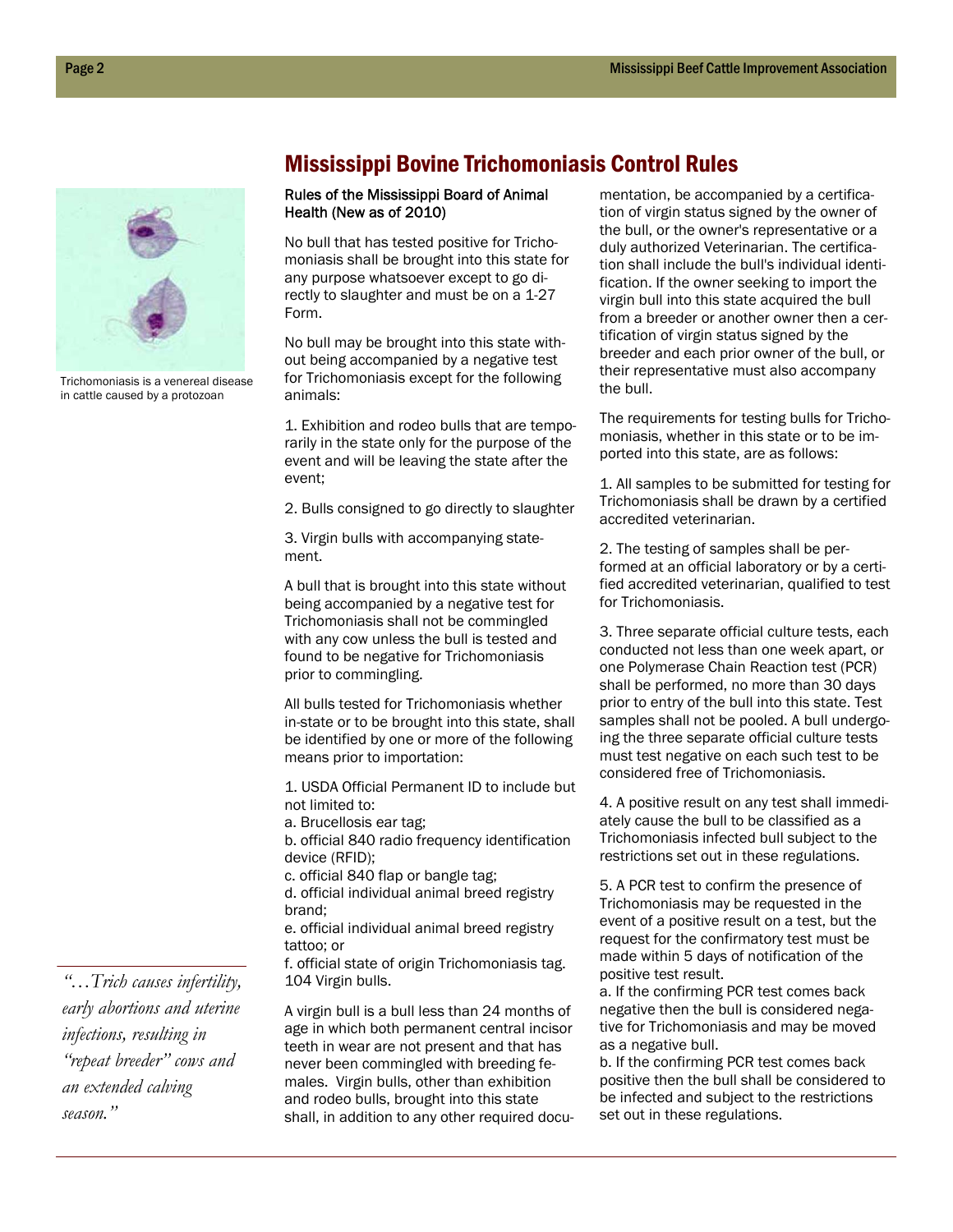## Mississippi Bovine Trichomoniasis Control Rules

Rules of the Mississippi Board of Animal Health (New as of 2010)

No bull that has tested positive for Trichomoniasis shall be brought into this state for any purpose whatsoever except to go directly to slaughter and must be on a 1-27 Form.

No bull may be brought into this state without being accompanied by a negative test for Trichomoniasis except for the following animals:

1. Exhibition and rodeo bulls that are temporarily in the state only for the purpose of the event and will be leaving the state after the event;

2. Bulls consigned to go directly to slaughter

3. Virgin bulls with accompanying statement.

A bull that is brought into this state without being accompanied by a negative test for Trichomoniasis shall not be commingled with any cow unless the bull is tested and found to be negative for Trichomoniasis prior to commingling.

All bulls tested for Trichomoniasis whether in-state or to be brought into this state, shall be identified by one or more of the following means prior to importation:

1. USDA Official Permanent ID to include but not limited to:
a. Brucellosis ear tag;
b. official 840 radio frequency identification device (RFID);
c. official 840 flap or bangle tag;
d. official individual animal breed registry brand;
e. official individual animal breed registry tattoo; or
f. official state of origin Trichomoniasis tag.
104 Virgin bulls.

A virgin bull is a bull less than 24 months of age in which both permanent central incisor teeth in wear are not present and that has never been commingled with breeding females. Virgin bulls, other than exhibition and rodeo bulls, brought into this state shall, in addition to any other required documentation, be accompanied by a certification of virgin status signed by the owner of the bull, or the owner's representative or a duly authorized Veterinarian. The certification shall include the bull's individual identification. If the owner seeking to import the virgin bull into this state acquired the bull from a breeder or another owner then a certification of virgin status signed by the breeder and each prior owner of the bull, or their representative must also accompany the bull.

The requirements for testing bulls for Trichomoniasis, whether in this state or to be imported into this state, are as follows:

1. All samples to be submitted for testing for Trichomoniasis shall be drawn by a certified accredited veterinarian.

2. The testing of samples shall be performed at an official laboratory or by a certified accredited veterinarian, qualified to test for Trichomoniasis.

3. Three separate official culture tests, each conducted not less than one week apart, or one Polymerase Chain Reaction test (PCR) shall be performed, no more than 30 days prior to entry of the bull into this state. Test samples shall not be pooled. A bull undergoing the three separate official culture tests must test negative on each such test to be considered free of Trichomoniasis.

4. A positive result on any test shall immediately cause the bull to be classified as a Trichomoniasis infected bull subject to the restrictions set out in these regulations.

5. A PCR test to confirm the presence of Trichomoniasis may be requested in the event of a positive result on a test, but the request for the confirmatory test must be made within 5 days of notification of the positive test result.
a. If the confirming PCR test comes back negative then the bull is considered negative for Trichomoniasis and may be moved as a negative bull.
b. If the confirming PCR test comes back positive then the bull shall be considered to be infected and subject to the restrictions set out in these regulations.

Trichomoniasis is a venereal disease in cattle caused by a protozoan

*"…Trich causes infertility, early abortions and uterine infections, resulting in "repeat breeder" cows and an extended calving season."*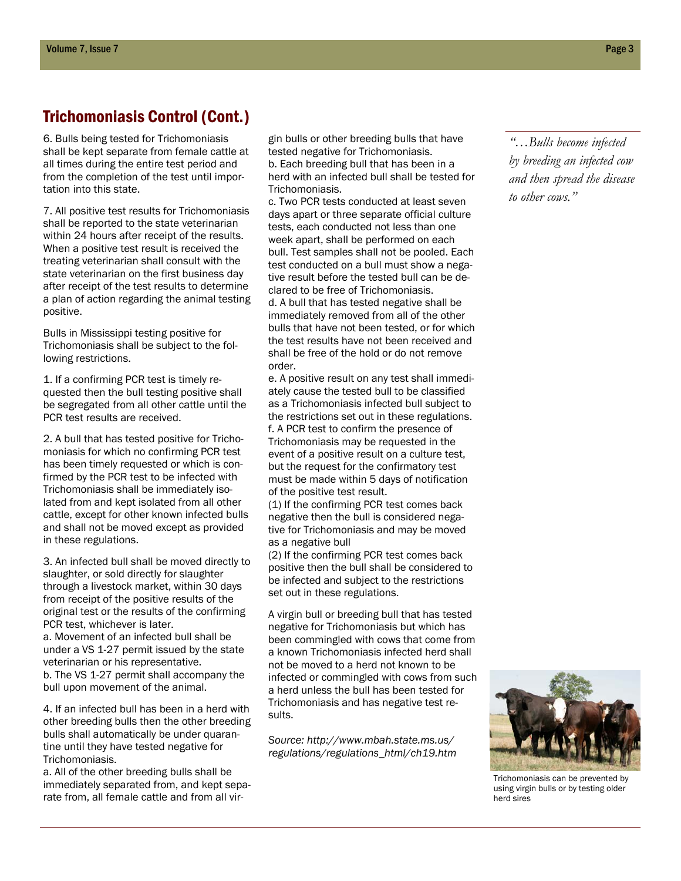## Trichomoniasis Control (Cont.)

6. Bulls being tested for Trichomoniasis shall be kept separate from female cattle at all times during the entire test period and from the completion of the test until importation into this state.

7. All positive test results for Trichomoniasis shall be reported to the state veterinarian within 24 hours after receipt of the results. When a positive test result is received the treating veterinarian shall consult with the state veterinarian on the first business day after receipt of the test results to determine a plan of action regarding the animal testing positive.

Bulls in Mississippi testing positive for Trichomoniasis shall be subject to the following restrictions.

1. If a confirming PCR test is timely requested then the bull testing positive shall be segregated from all other cattle until the PCR test results are received.

2. A bull that has tested positive for Trichomoniasis for which no confirming PCR test has been timely requested or which is confirmed by the PCR test to be infected with Trichomoniasis shall be immediately isolated from and kept isolated from all other cattle, except for other known infected bulls and shall not be moved except as provided in these regulations.

3. An infected bull shall be moved directly to slaughter, or sold directly for slaughter through a livestock market, within 30 days from receipt of the positive results of the original test or the results of the confirming PCR test, whichever is later.
a. Movement of an infected bull shall be under a VS 1-27 permit issued by the state veterinarian or his representative.
b. The VS 1-27 permit shall accompany the bull upon movement of the animal.

4. If an infected bull has been in a herd with other breeding bulls then the other breeding bulls shall automatically be under quarantine until they have tested negative for Trichomoniasis.
a. All of the other breeding bulls shall be immediately separated from, and kept separate from, all female cattle and from all virgin bulls or other breeding bulls that have tested negative for Trichomoniasis.
b. Each breeding bull that has been in a herd with an infected bull shall be tested for Trichomoniasis.
c. Two PCR tests conducted at least seven days apart or three separate official culture tests, each conducted not less than one week apart, shall be performed on each bull. Test samples shall not be pooled. Each test conducted on a bull must show a negative result before the tested bull can be declared to be free of Trichomoniasis.
d. A bull that has tested negative shall be immediately removed from all of the other bulls that have not been tested, or for which the test results have not been received and shall be free of the hold or do not remove order.
e. A positive result on any test shall immediately cause the tested bull to be classified as a Trichomoniasis infected bull subject to the restrictions set out in these regulations.
f. A PCR test to confirm the presence of Trichomoniasis may be requested in the event of a positive result on a culture test, but the request for the confirmatory test must be made within 5 days of notification of the positive test result.
(1) If the confirming PCR test comes back negative then the bull is considered negative for Trichomoniasis and may be moved as a negative bull
(2) If the confirming PCR test comes back positive then the bull shall be considered to be infected and subject to the restrictions set out in these regulations.

A virgin bull or breeding bull that has tested negative for Trichomoniasis but which has been commingled with cows that come from a known Trichomoniasis infected herd shall not be moved to a herd not known to be infected or commingled with cows from such a herd unless the bull has been tested for Trichomoniasis and has negative test results.

*Source: http://www.mbah.state.ms.us/regulations/regulations_html/ch19.htm*

*"…Bulls become infected by breeding an infected cow and then spread the disease to other cows."*

Trichomoniasis can be prevented by using virgin bulls or by testing older herd sires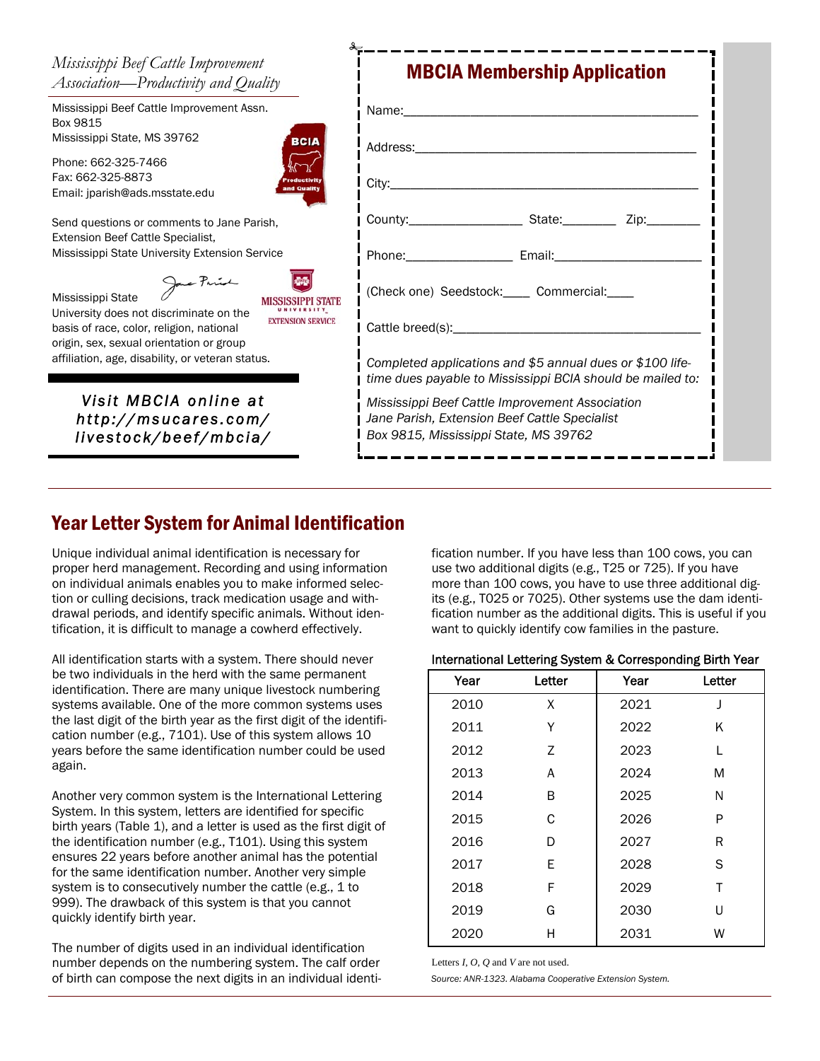*Mississippi Beef Cattle Improvement Association—Productivity and Quality*

Mississippi Beef Cattle Improvement Assn.
Box 9815
Mississippi State, MS 39762

Phone: 662-325-7466
Fax: 662-325-8873
Email: jparish@ads.msstate.edu

Send questions or comments to Jane Parish, Extension Beef Cattle Specialist, Mississippi State University Extension Service

Mississippi State University does not discriminate on the basis of race, color, religion, national origin, sex, sexual orientation or group affiliation, age, disability, or veteran status.

***Visit MBCIA online at http://msucares.com/livestock/beef/mbcia/***

## MBCIA Membership Application

Name:\_\_\_\_\_\_\_\_\_\_\_\_\_\_\_\_\_\_\_\_\_\_\_\_\_\_\_\_\_\_\_\_\_\_\_\_\_\_

Address:\_\_\_\_\_\_\_\_\_\_\_\_\_\_\_\_\_\_\_\_\_\_\_\_\_\_\_\_\_\_\_\_\_\_\_\_\_

City:\_\_\_\_\_\_\_\_\_\_\_\_\_\_\_\_\_\_\_\_\_\_\_\_\_\_\_\_\_\_\_\_\_\_\_\_\_\_\_

County:\_\_\_\_\_\_\_\_\_\_\_\_\_\_\_ State:\_\_\_\_\_\_\_ Zip:\_\_\_\_\_\_\_

Phone:\_\_\_\_\_\_\_\_\_\_\_\_\_\_\_ Email:\_\_\_\_\_\_\_\_\_\_\_\_\_\_\_\_\_\_\_\_

(Check one) Seedstock:\_\_\_\_ Commercial:\_\_\_\_

Cattle breed(s):\_\_\_\_\_\_\_\_\_\_\_\_\_\_\_\_\_\_\_\_\_\_\_\_\_\_\_\_\_\_\_\_

*Completed applications and $5 annual dues or $100 life-time dues payable to Mississippi BCIA should be mailed to:*

*Mississippi Beef Cattle Improvement Association*
*Jane Parish, Extension Beef Cattle Specialist*
*Box 9815, Mississippi State, MS 39762*

## Year Letter System for Animal Identification

Unique individual animal identification is necessary for proper herd management. Recording and using information on individual animals enables you to make informed selection or culling decisions, track medication usage and withdrawal periods, and identify specific animals. Without identification, it is difficult to manage a cowherd effectively.

All identification starts with a system. There should never be two individuals in the herd with the same permanent identification. There are many unique livestock numbering systems available. One of the more common systems uses the last digit of the birth year as the first digit of the identification number (e.g., 7101). Use of this system allows 10 years before the same identification number could be used again.

Another very common system is the International Lettering System. In this system, letters are identified for specific birth years (Table 1), and a letter is used as the first digit of the identification number (e.g., T101). Using this system ensures 22 years before another animal has the potential for the same identification number. Another very simple system is to consecutively number the cattle (e.g., 1 to 999). The drawback of this system is that you cannot quickly identify birth year.

The number of digits used in an individual identification number depends on the numbering system. The calf order of birth can compose the next digits in an individual identification number. If you have less than 100 cows, you can use two additional digits (e.g., T25 or 725). If you have more than 100 cows, you have to use three additional digits (e.g., T025 or 7025). Other systems use the dam identification number as the additional digits. This is useful if you want to quickly identify cow families in the pasture.

International Lettering System & Corresponding Birth Year

| Year | Letter | Year | Letter |
|---|---|---|---|
| 2010 | X | 2021 | J |
| 2011 | Y | 2022 | K |
| 2012 | Z | 2023 | L |
| 2013 | A | 2024 | M |
| 2014 | B | 2025 | N |
| 2015 | C | 2026 | P |
| 2016 | D | 2027 | R |
| 2017 | E | 2028 | S |
| 2018 | F | 2029 | T |
| 2019 | G | 2030 | U |
| 2020 | H | 2031 | W |

Letters *I*, *O*, *Q* and *V* are not used.

*Source: ANR-1323. Alabama Cooperative Extension System.*